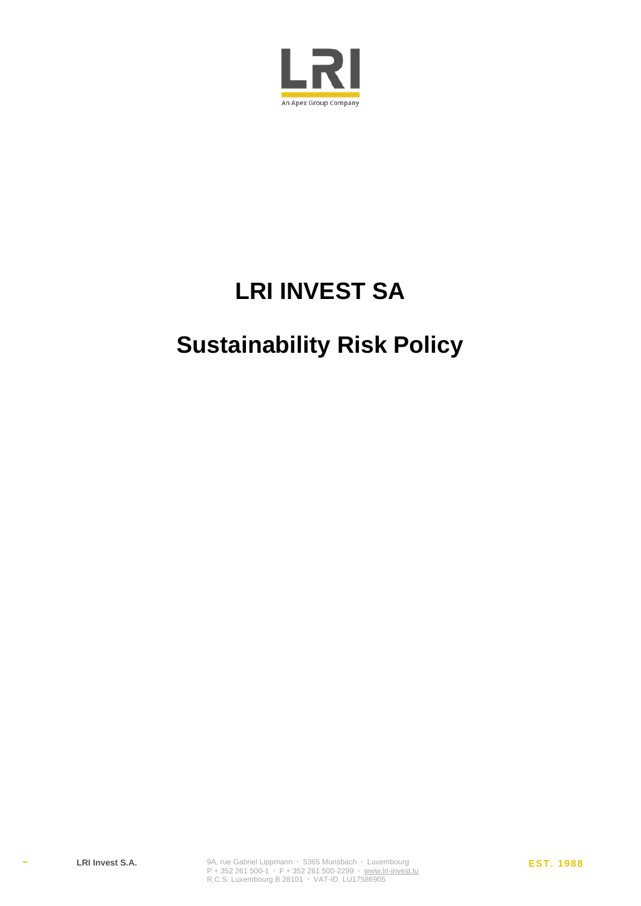# LRI INVEST SA

# Sustainability Risk Policy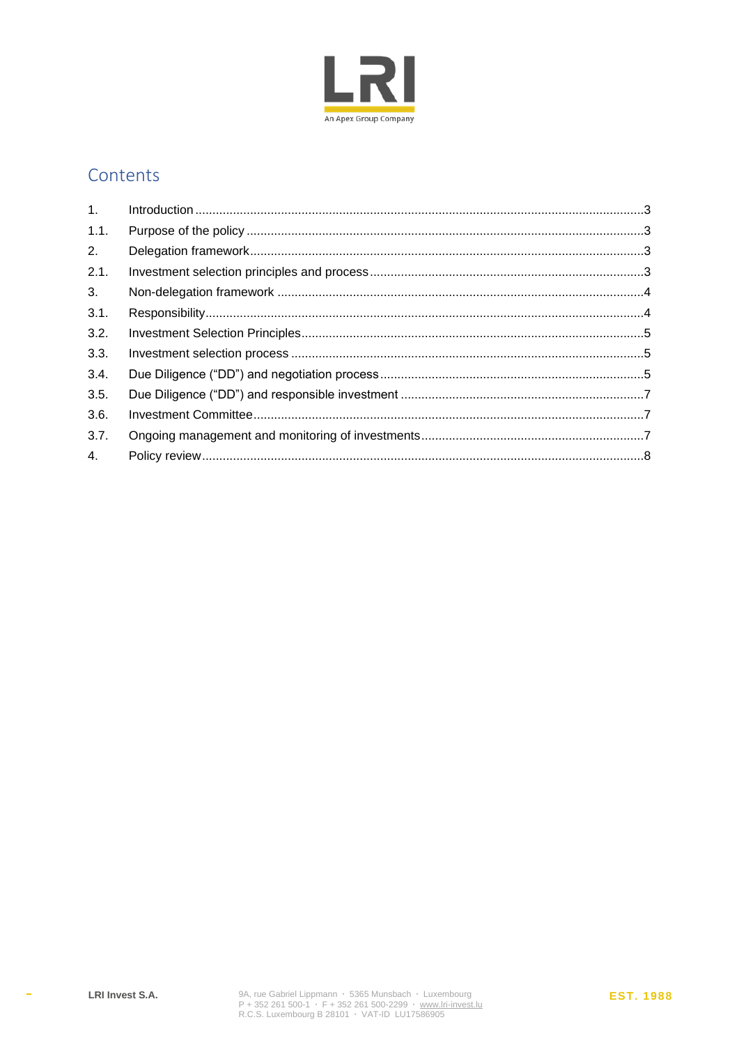## Contents

| | | |
|---|---|---|
| 1. | Introduction | 3 |
| 1.1. | Purpose of the policy | 3 |
| 2. | Delegation framework | 3 |
| 2.1. | Investment selection principles and process | 3 |
| 3. | Non-delegation framework | 4 |
| 3.1. | Responsibility | 4 |
| 3.2. | Investment Selection Principles | 5 |
| 3.3. | Investment selection process | 5 |
| 3.4. | Due Diligence (“DD”) and negotiation process | 5 |
| 3.5. | Due Diligence (“DD”) and responsible investment | 7 |
| 3.6. | Investment Committee | 7 |
| 3.7. | Ongoing management and monitoring of investments | 7 |
| 4. | Policy review | 8 |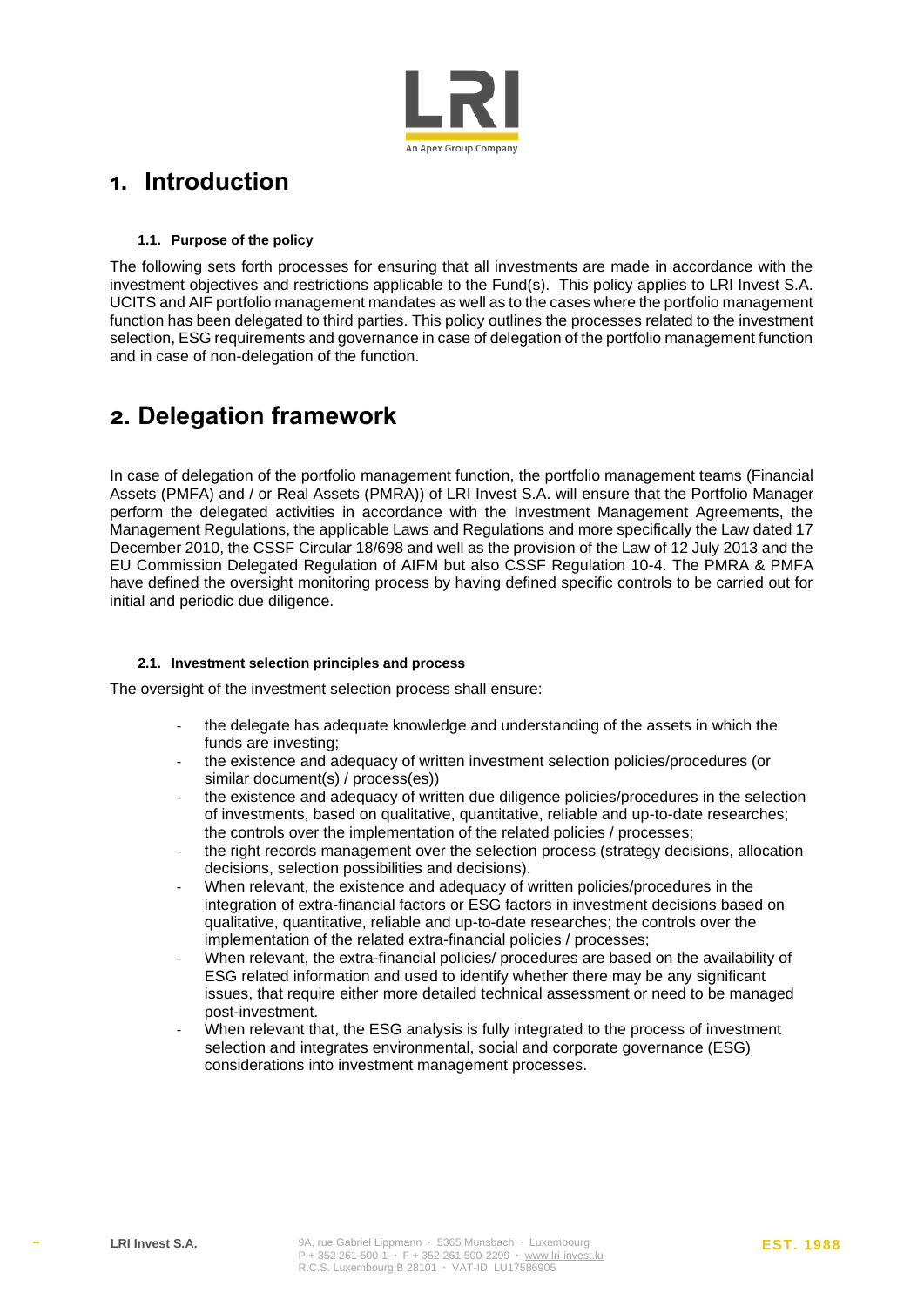# 1. Introduction

### 1.1. Purpose of the policy

The following sets forth processes for ensuring that all investments are made in accordance with the investment objectives and restrictions applicable to the Fund(s). This policy applies to LRI Invest S.A. UCITS and AIF portfolio management mandates as well as to the cases where the portfolio management function has been delegated to third parties. This policy outlines the processes related to the investment selection, ESG requirements and governance in case of delegation of the portfolio management function and in case of non-delegation of the function.

# 2. Delegation framework

In case of delegation of the portfolio management function, the portfolio management teams (Financial Assets (PMFA) and / or Real Assets (PMRA)) of LRI Invest S.A. will ensure that the Portfolio Manager perform the delegated activities in accordance with the Investment Management Agreements, the Management Regulations, the applicable Laws and Regulations and more specifically the Law dated 17 December 2010, the CSSF Circular 18/698 and well as the provision of the Law of 12 July 2013 and the EU Commission Delegated Regulation of AIFM but also CSSF Regulation 10-4. The PMRA & PMFA have defined the oversight monitoring process by having defined specific controls to be carried out for initial and periodic due diligence.

### 2.1. Investment selection principles and process

The oversight of the investment selection process shall ensure:

- the delegate has adequate knowledge and understanding of the assets in which the funds are investing;
- the existence and adequacy of written investment selection policies/procedures (or similar document(s) / process(es))
- the existence and adequacy of written due diligence policies/procedures in the selection of investments, based on qualitative, quantitative, reliable and up-to-date researches; the controls over the implementation of the related policies / processes;
- the right records management over the selection process (strategy decisions, allocation decisions, selection possibilities and decisions).
- When relevant, the existence and adequacy of written policies/procedures in the integration of extra-financial factors or ESG factors in investment decisions based on qualitative, quantitative, reliable and up-to-date researches; the controls over the implementation of the related extra-financial policies / processes;
- When relevant, the extra-financial policies/ procedures are based on the availability of ESG related information and used to identify whether there may be any significant issues, that require either more detailed technical assessment or need to be managed post-investment.
- When relevant that, the ESG analysis is fully integrated to the process of investment selection and integrates environmental, social and corporate governance (ESG) considerations into investment management processes.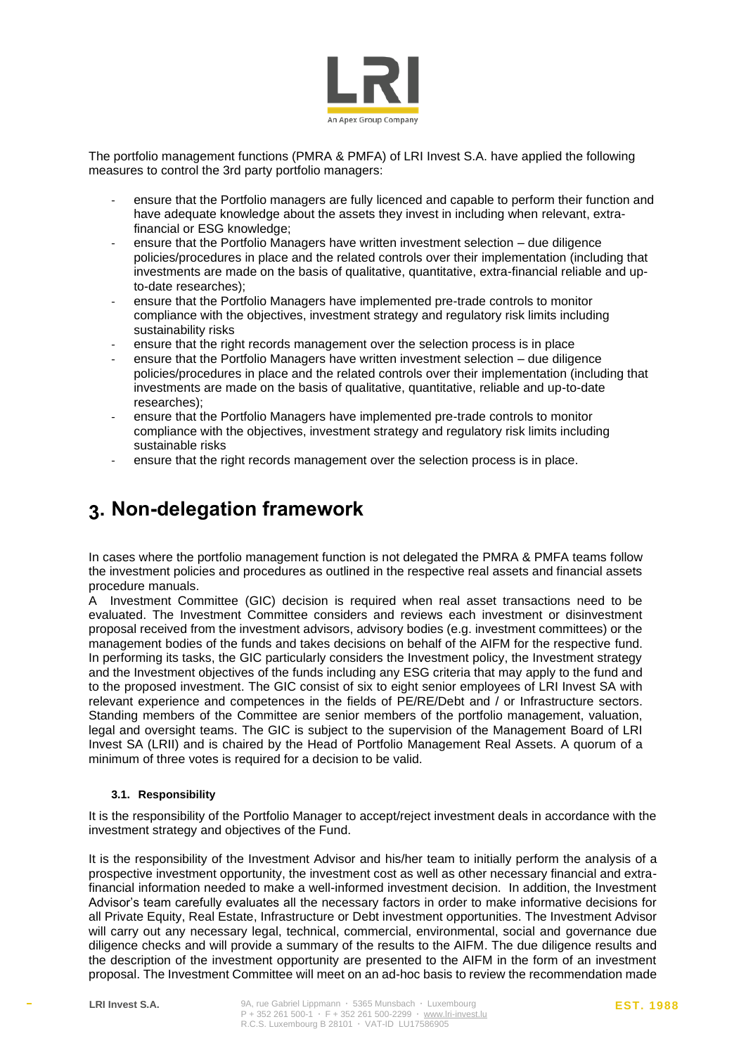The portfolio management functions (PMRA & PMFA) of LRI Invest S.A. have applied the following measures to control the 3rd party portfolio managers:

- ensure that the Portfolio managers are fully licenced and capable to perform their function and have adequate knowledge about the assets they invest in including when relevant, extra-financial or ESG knowledge;
- ensure that the Portfolio Managers have written investment selection – due diligence policies/procedures in place and the related controls over their implementation (including that investments are made on the basis of qualitative, quantitative, extra-financial reliable and up-to-date researches);
- ensure that the Portfolio Managers have implemented pre-trade controls to monitor compliance with the objectives, investment strategy and regulatory risk limits including sustainability risks
- ensure that the right records management over the selection process is in place
- ensure that the Portfolio Managers have written investment selection – due diligence policies/procedures in place and the related controls over their implementation (including that investments are made on the basis of qualitative, quantitative, reliable and up-to-date researches);
- ensure that the Portfolio Managers have implemented pre-trade controls to monitor compliance with the objectives, investment strategy and regulatory risk limits including sustainable risks
- ensure that the right records management over the selection process is in place.

# 3. Non-delegation framework

In cases where the portfolio management function is not delegated the PMRA & PMFA teams follow the investment policies and procedures as outlined in the respective real assets and financial assets procedure manuals.

A Investment Committee (GIC) decision is required when real asset transactions need to be evaluated. The Investment Committee considers and reviews each investment or disinvestment proposal received from the investment advisors, advisory bodies (e.g. investment committees) or the management bodies of the funds and takes decisions on behalf of the AIFM for the respective fund. In performing its tasks, the GIC particularly considers the Investment policy, the Investment strategy and the Investment objectives of the funds including any ESG criteria that may apply to the fund and to the proposed investment. The GIC consist of six to eight senior employees of LRI Invest SA with relevant experience and competences in the fields of PE/RE/Debt and / or Infrastructure sectors. Standing members of the Committee are senior members of the portfolio management, valuation, legal and oversight teams. The GIC is subject to the supervision of the Management Board of LRI Invest SA (LRII) and is chaired by the Head of Portfolio Management Real Assets. A quorum of a minimum of three votes is required for a decision to be valid.

### 3.1. Responsibility

It is the responsibility of the Portfolio Manager to accept/reject investment deals in accordance with the investment strategy and objectives of the Fund.

It is the responsibility of the Investment Advisor and his/her team to initially perform the analysis of a prospective investment opportunity, the investment cost as well as other necessary financial and extra-financial information needed to make a well-informed investment decision. In addition, the Investment Advisor's team carefully evaluates all the necessary factors in order to make informative decisions for all Private Equity, Real Estate, Infrastructure or Debt investment opportunities. The Investment Advisor will carry out any necessary legal, technical, commercial, environmental, social and governance due diligence checks and will provide a summary of the results to the AIFM. The due diligence results and the description of the investment opportunity are presented to the AIFM in the form of an investment proposal. The Investment Committee will meet on an ad-hoc basis to review the recommendation made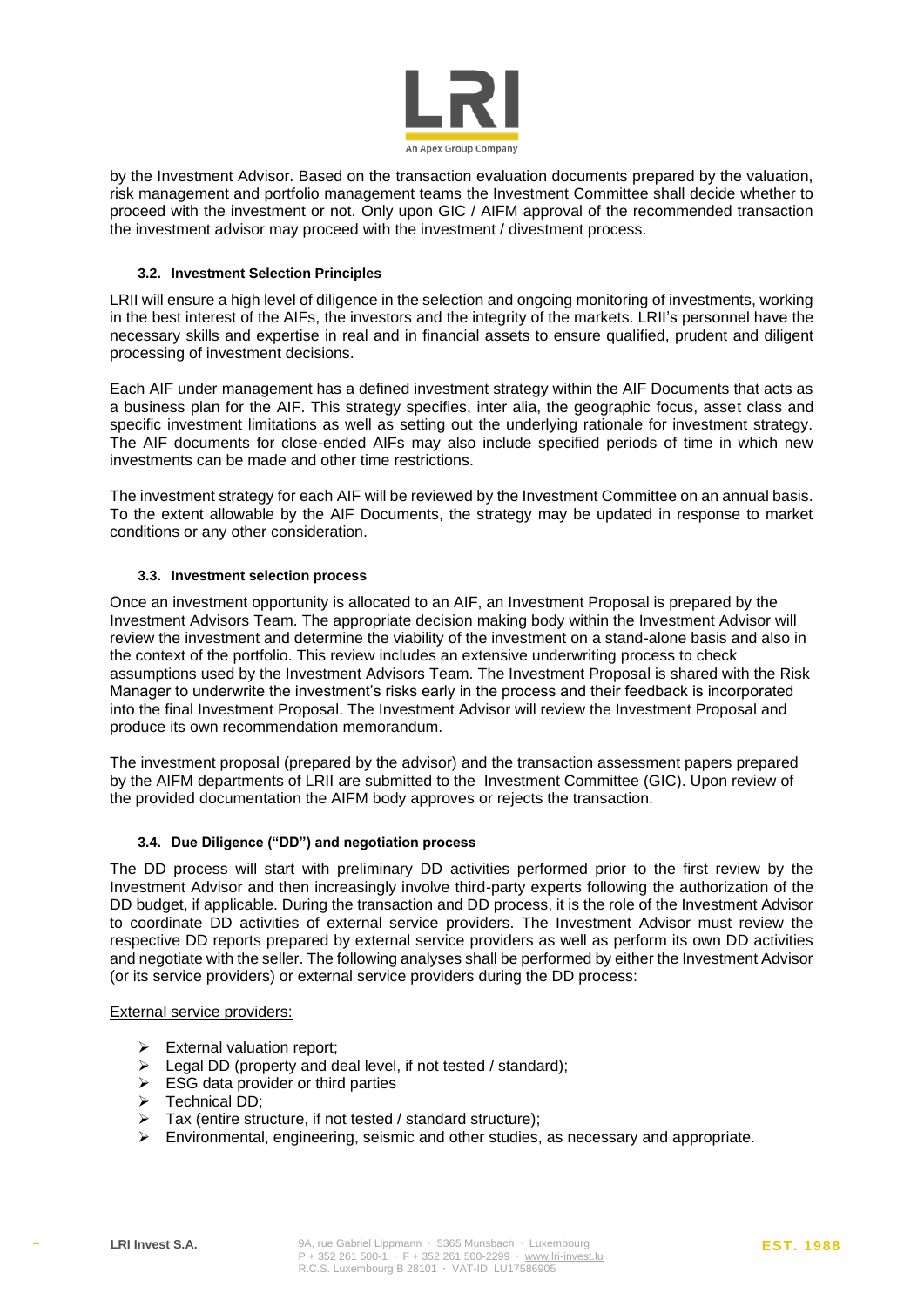by the Investment Advisor. Based on the transaction evaluation documents prepared by the valuation, risk management and portfolio management teams the Investment Committee shall decide whether to proceed with the investment or not. Only upon GIC / AIFM approval of the recommended transaction the investment advisor may proceed with the investment / divestment process.

### 3.2. Investment Selection Principles

LRII will ensure a high level of diligence in the selection and ongoing monitoring of investments, working in the best interest of the AIFs, the investors and the integrity of the markets. LRII's personnel have the necessary skills and expertise in real and in financial assets to ensure qualified, prudent and diligent processing of investment decisions.

Each AIF under management has a defined investment strategy within the AIF Documents that acts as a business plan for the AIF. This strategy specifies, inter alia, the geographic focus, asset class and specific investment limitations as well as setting out the underlying rationale for investment strategy. The AIF documents for close-ended AIFs may also include specified periods of time in which new investments can be made and other time restrictions.

The investment strategy for each AIF will be reviewed by the Investment Committee on an annual basis. To the extent allowable by the AIF Documents, the strategy may be updated in response to market conditions or any other consideration.

### 3.3. Investment selection process

Once an investment opportunity is allocated to an AIF, an Investment Proposal is prepared by the Investment Advisors Team. The appropriate decision making body within the Investment Advisor will review the investment and determine the viability of the investment on a stand-alone basis and also in the context of the portfolio. This review includes an extensive underwriting process to check assumptions used by the Investment Advisors Team. The Investment Proposal is shared with the Risk Manager to underwrite the investment's risks early in the process and their feedback is incorporated into the final Investment Proposal. The Investment Advisor will review the Investment Proposal and produce its own recommendation memorandum.

The investment proposal (prepared by the advisor) and the transaction assessment papers prepared by the AIFM departments of LRII are submitted to the Investment Committee (GIC). Upon review of the provided documentation the AIFM body approves or rejects the transaction.

### 3.4. Due Diligence ("DD") and negotiation process

The DD process will start with preliminary DD activities performed prior to the first review by the Investment Advisor and then increasingly involve third-party experts following the authorization of the DD budget, if applicable. During the transaction and DD process, it is the role of the Investment Advisor to coordinate DD activities of external service providers. The Investment Advisor must review the respective DD reports prepared by external service providers as well as perform its own DD activities and negotiate with the seller. The following analyses shall be performed by either the Investment Advisor (or its service providers) or external service providers during the DD process:

<u>External service providers:</u>

- External valuation report;
- Legal DD (property and deal level, if not tested / standard);
- ESG data provider or third parties
- Technical DD;
- Tax (entire structure, if not tested / standard structure);
- Environmental, engineering, seismic and other studies, as necessary and appropriate.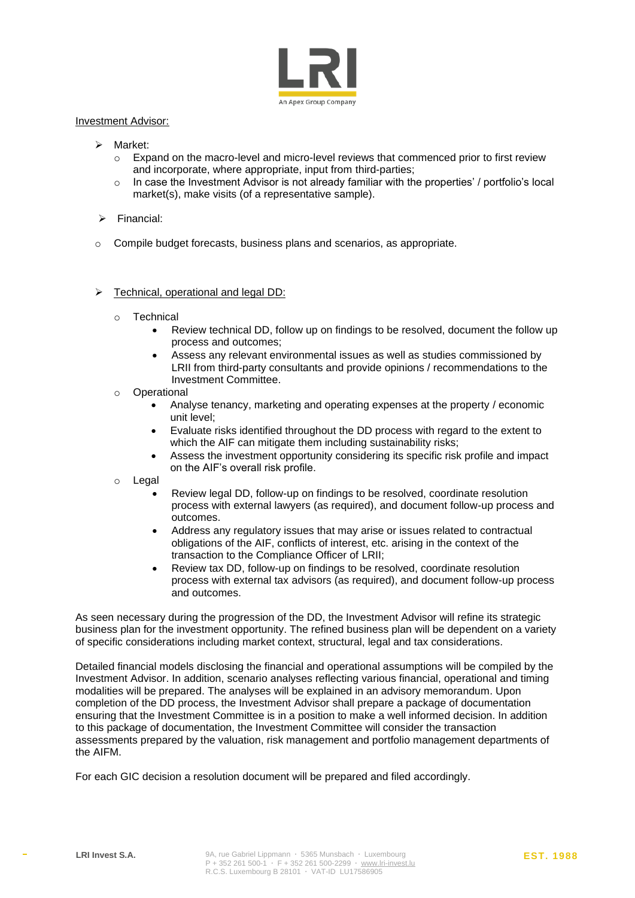Investment Advisor:

- Market:
  - Expand on the macro-level and micro-level reviews that commenced prior to first review and incorporate, where appropriate, input from third-parties;
  - In case the Investment Advisor is not already familiar with the properties' / portfolio's local market(s), make visits (of a representative sample).

- Financial:

  - Compile budget forecasts, business plans and scenarios, as appropriate.

- Technical, operational and legal DD:

  - Technical
    - Review technical DD, follow up on findings to be resolved, document the follow up process and outcomes;
    - Assess any relevant environmental issues as well as studies commissioned by LRII from third-party consultants and provide opinions / recommendations to the Investment Committee.
  - Operational
    - Analyse tenancy, marketing and operating expenses at the property / economic unit level;
    - Evaluate risks identified throughout the DD process with regard to the extent to which the AIF can mitigate them including sustainability risks;
    - Assess the investment opportunity considering its specific risk profile and impact on the AIF's overall risk profile.
  - Legal
    - Review legal DD, follow-up on findings to be resolved, coordinate resolution process with external lawyers (as required), and document follow-up process and outcomes.
    - Address any regulatory issues that may arise or issues related to contractual obligations of the AIF, conflicts of interest, etc. arising in the context of the transaction to the Compliance Officer of LRII;
    - Review tax DD, follow-up on findings to be resolved, coordinate resolution process with external tax advisors (as required), and document follow-up process and outcomes.

As seen necessary during the progression of the DD, the Investment Advisor will refine its strategic business plan for the investment opportunity. The refined business plan will be dependent on a variety of specific considerations including market context, structural, legal and tax considerations.

Detailed financial models disclosing the financial and operational assumptions will be compiled by the Investment Advisor. In addition, scenario analyses reflecting various financial, operational and timing modalities will be prepared. The analyses will be explained in an advisory memorandum. Upon completion of the DD process, the Investment Advisor shall prepare a package of documentation ensuring that the Investment Committee is in a position to make a well informed decision. In addition to this package of documentation, the Investment Committee will consider the transaction assessments prepared by the valuation, risk management and portfolio management departments of the AIFM.

For each GIC decision a resolution document will be prepared and filed accordingly.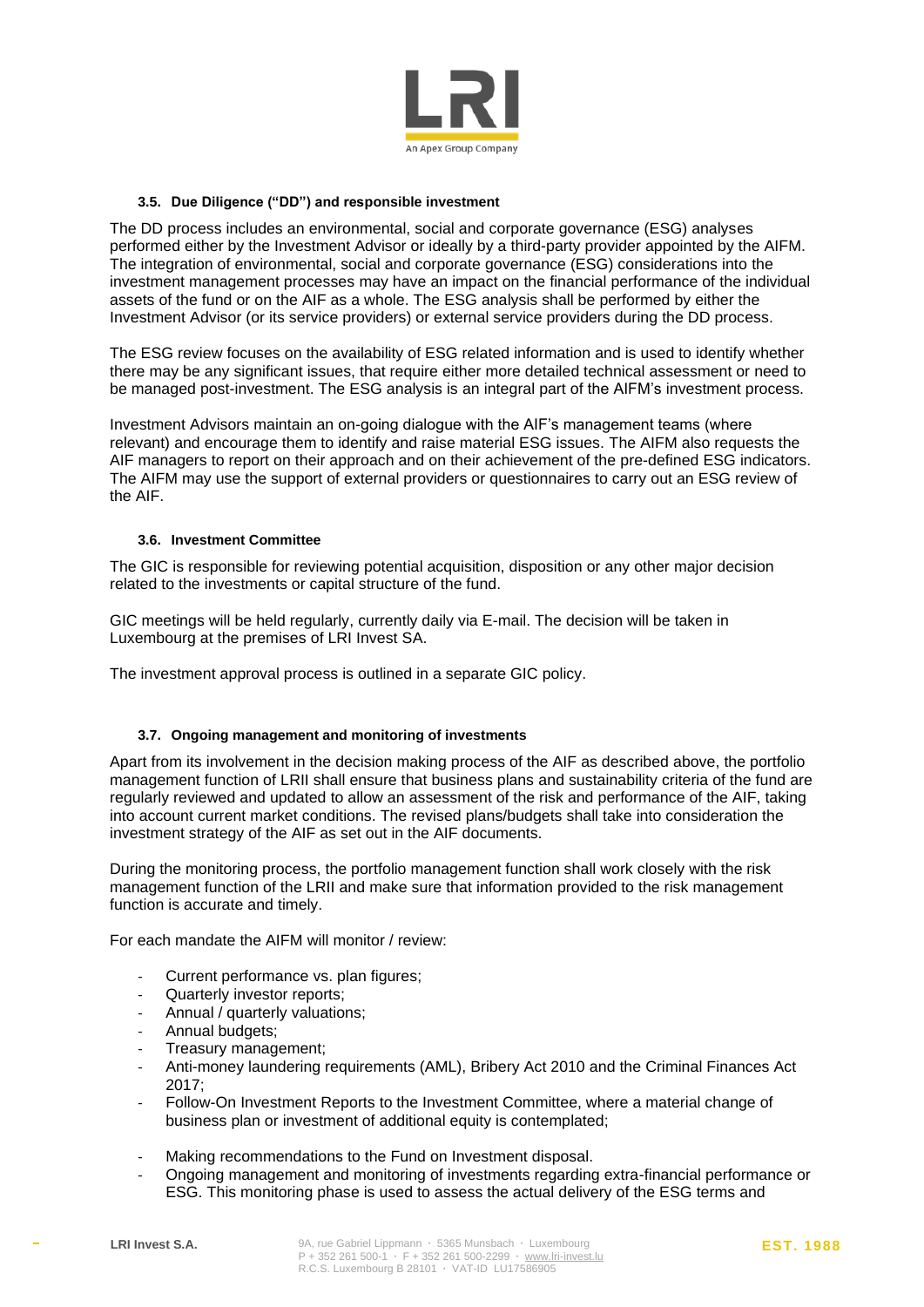### 3.5. Due Diligence ("DD") and responsible investment

The DD process includes an environmental, social and corporate governance (ESG) analyses performed either by the Investment Advisor or ideally by a third-party provider appointed by the AIFM. The integration of environmental, social and corporate governance (ESG) considerations into the investment management processes may have an impact on the financial performance of the individual assets of the fund or on the AIF as a whole. The ESG analysis shall be performed by either the Investment Advisor (or its service providers) or external service providers during the DD process.

The ESG review focuses on the availability of ESG related information and is used to identify whether there may be any significant issues, that require either more detailed technical assessment or need to be managed post-investment. The ESG analysis is an integral part of the AIFM's investment process.

Investment Advisors maintain an on-going dialogue with the AIF's management teams (where relevant) and encourage them to identify and raise material ESG issues. The AIFM also requests the AIF managers to report on their approach and on their achievement of the pre-defined ESG indicators. The AIFM may use the support of external providers or questionnaires to carry out an ESG review of the AIF.

### 3.6. Investment Committee

The GIC is responsible for reviewing potential acquisition, disposition or any other major decision related to the investments or capital structure of the fund.

GIC meetings will be held regularly, currently daily via E-mail. The decision will be taken in Luxembourg at the premises of LRI Invest SA.

The investment approval process is outlined in a separate GIC policy.

### 3.7. Ongoing management and monitoring of investments

Apart from its involvement in the decision making process of the AIF as described above, the portfolio management function of LRII shall ensure that business plans and sustainability criteria of the fund are regularly reviewed and updated to allow an assessment of the risk and performance of the AIF, taking into account current market conditions. The revised plans/budgets shall take into consideration the investment strategy of the AIF as set out in the AIF documents.

During the monitoring process, the portfolio management function shall work closely with the risk management function of the LRII and make sure that information provided to the risk management function is accurate and timely.

For each mandate the AIFM will monitor / review:

- Current performance vs. plan figures;
- Quarterly investor reports;
- Annual / quarterly valuations;
- Annual budgets;
- Treasury management;
- Anti-money laundering requirements (AML), Bribery Act 2010 and the Criminal Finances Act 2017;
- Follow-On Investment Reports to the Investment Committee, where a material change of business plan or investment of additional equity is contemplated;
- Making recommendations to the Fund on Investment disposal.
- Ongoing management and monitoring of investments regarding extra-financial performance or ESG. This monitoring phase is used to assess the actual delivery of the ESG terms and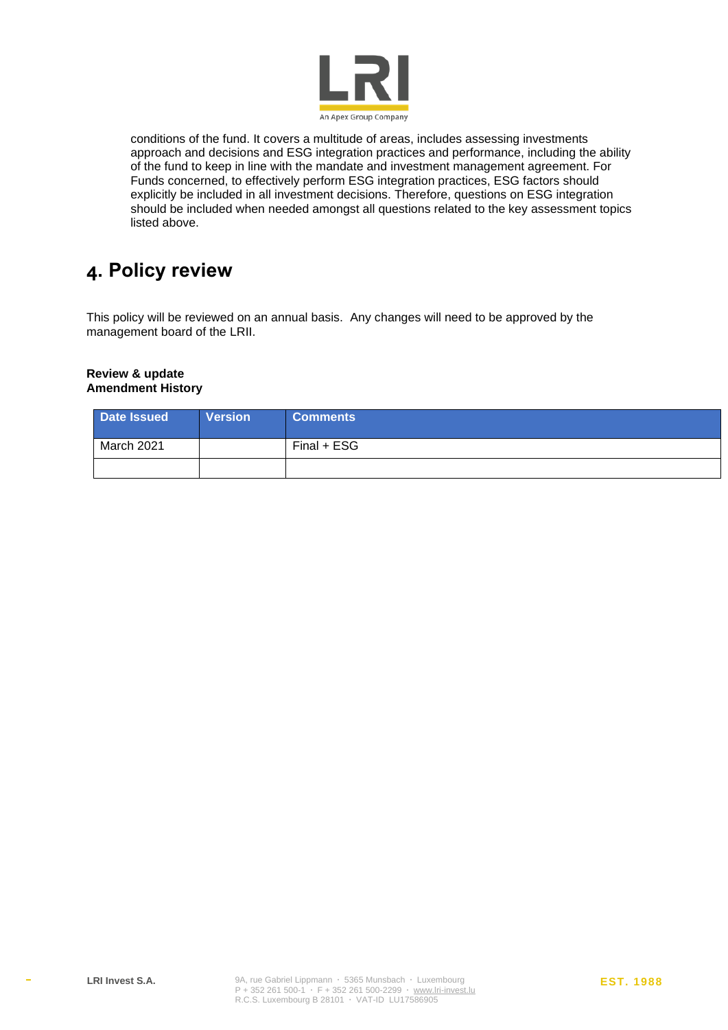conditions of the fund. It covers a multitude of areas, includes assessing investments approach and decisions and ESG integration practices and performance, including the ability of the fund to keep in line with the mandate and investment management agreement. For Funds concerned, to effectively perform ESG integration practices, ESG factors should explicitly be included in all investment decisions. Therefore, questions on ESG integration should be included when needed amongst all questions related to the key assessment topics listed above.

# 4. Policy review

This policy will be reviewed on an annual basis. Any changes will need to be approved by the management board of the LRII.

**Review & update**
**Amendment History**

| Date Issued | Version | Comments |
|---|---|---|
| March 2021 | | Final + ESG |
| | | |